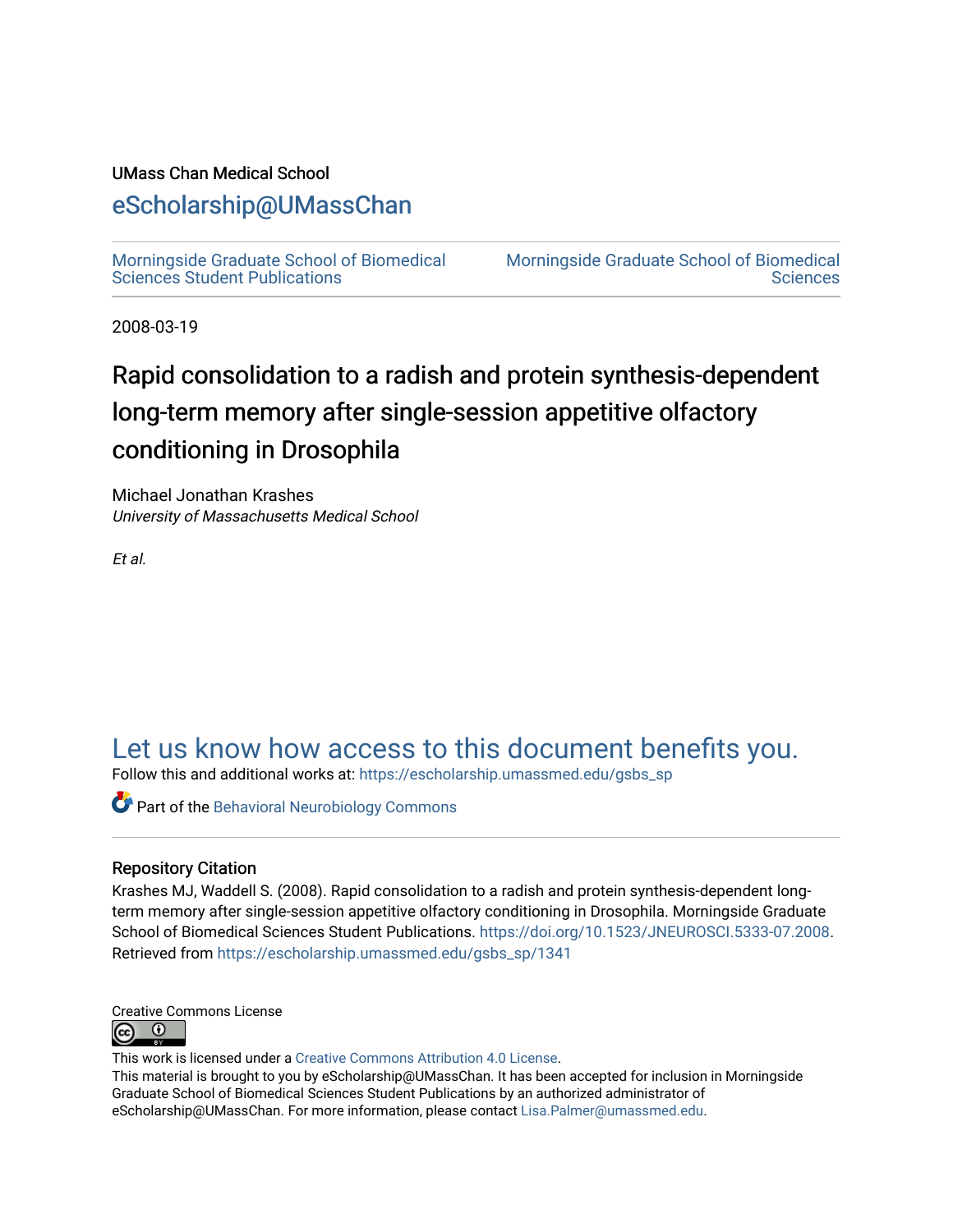UMass Chan Medical School

# eScholarship@UMassChan

Morningside Graduate School of Biomedical Sciences Student Publications | Morningside Graduate School of Biomedical Sciences

2008-03-19

# Rapid consolidation to a radish and protein synthesis-dependent long-term memory after single-session appetitive olfactory conditioning in Drosophila

Michael Jonathan Krashes
*University of Massachusetts Medical School*

*Et al.*

## Let us know how access to this document benefits you.

Follow this and additional works at: https://escholarship.umassmed.edu/gsbs_sp

Part of the Behavioral Neurobiology Commons

### Repository Citation

Krashes MJ, Waddell S. (2008). Rapid consolidation to a radish and protein synthesis-dependent long-term memory after single-session appetitive olfactory conditioning in Drosophila. Morningside Graduate School of Biomedical Sciences Student Publications. https://doi.org/10.1523/JNEUROSCI.5333-07.2008. Retrieved from https://escholarship.umassmed.edu/gsbs_sp/1341

Creative Commons License

This work is licensed under a Creative Commons Attribution 4.0 License.
This material is brought to you by eScholarship@UMassChan. It has been accepted for inclusion in Morningside Graduate School of Biomedical Sciences Student Publications by an authorized administrator of eScholarship@UMassChan. For more information, please contact Lisa.Palmer@umassmed.edu.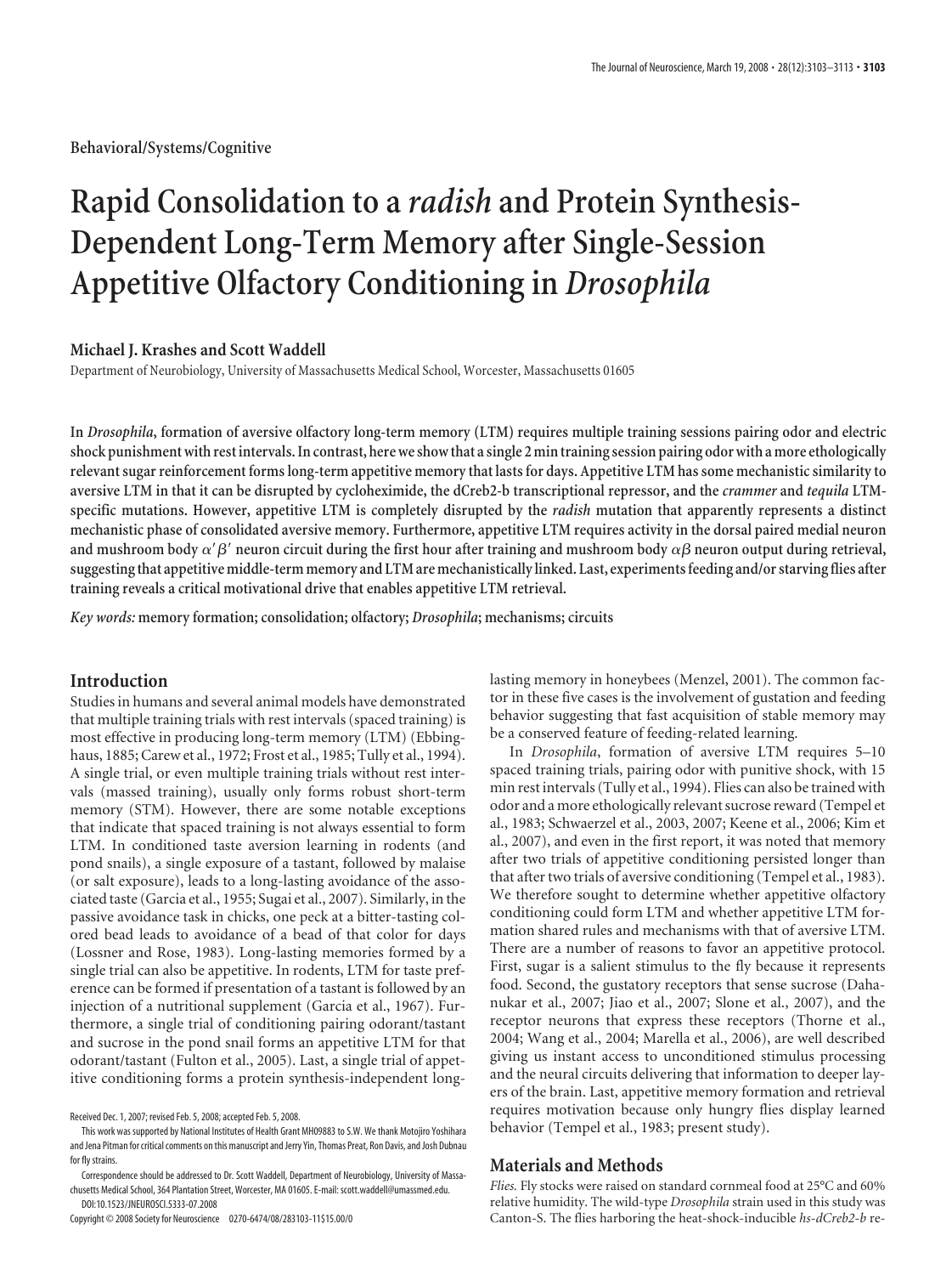Behavioral/Systems/Cognitive

# Rapid Consolidation to a *radish* and Protein Synthesis-Dependent Long-Term Memory after Single-Session Appetitive Olfactory Conditioning in *Drosophila*

**Michael J. Krashes and Scott Waddell**

Department of Neurobiology, University of Massachusetts Medical School, Worcester, Massachusetts 01605

**In *Drosophila*, formation of aversive olfactory long-term memory (LTM) requires multiple training sessions pairing odor and electric shock punishment with rest intervals. In contrast, here we show that a single 2 min training session pairing odor with a more ethologically relevant sugar reinforcement forms long-term appetitive memory that lasts for days. Appetitive LTM has some mechanistic similarity to aversive LTM in that it can be disrupted by cycloheximide, the dCreb2-b transcriptional repressor, and the *crammer* and *tequila* LTM-specific mutations. However, appetitive LTM is completely disrupted by the *radish* mutation that apparently represents a distinct mechanistic phase of consolidated aversive memory. Furthermore, appetitive LTM requires activity in the dorsal paired medial neuron and mushroom body $\alpha'\beta'$ neuron circuit during the first hour after training and mushroom body $\alpha\beta$ neuron output during retrieval, suggesting that appetitive middle-term memory and LTM are mechanistically linked. Last, experiments feeding and/or starving flies after training reveals a critical motivational drive that enables appetitive LTM retrieval.**

*Key words:* **memory formation; consolidation; olfactory; *Drosophila*; mechanisms; circuits**

## Introduction

Studies in humans and several animal models have demonstrated that multiple training trials with rest intervals (spaced training) is most effective in producing long-term memory (LTM) (Ebbinghaus, 1885; Carew et al., 1972; Frost et al., 1985; Tully et al., 1994). A single trial, or even multiple training trials without rest intervals (massed training), usually only forms robust short-term memory (STM). However, there are some notable exceptions that indicate that spaced training is not always essential to form LTM. In conditioned taste aversion learning in rodents (and pond snails), a single exposure of a tastant, followed by malaise (or salt exposure), leads to a long-lasting avoidance of the associated taste (Garcia et al., 1955; Sugai et al., 2007). Similarly, in the passive avoidance task in chicks, one peck at a bitter-tasting colored bead leads to avoidance of a bead of that color for days (Lossner and Rose, 1983). Long-lasting memories formed by a single trial can also be appetitive. In rodents, LTM for taste preference can be formed if presentation of a tastant is followed by an injection of a nutritional supplement (Garcia et al., 1967). Furthermore, a single trial of conditioning pairing odorant/tastant and sucrose in the pond snail forms an appetitive LTM for that odorant/tastant (Fulton et al., 2005). Last, a single trial of appetitive conditioning forms a protein synthesis-independent long-lasting memory in honeybees (Menzel, 2001). The common factor in these five cases is the involvement of gustation and feeding behavior suggesting that fast acquisition of stable memory may be a conserved feature of feeding-related learning.

In *Drosophila*, formation of aversive LTM requires 5–10 spaced training trials, pairing odor with punitive shock, with 15 min rest intervals (Tully et al., 1994). Flies can also be trained with odor and a more ethologically relevant sucrose reward (Tempel et al., 1983; Schwaerzel et al., 2003, 2007; Keene et al., 2006; Kim et al., 2007), and even in the first report, it was noted that memory after two trials of appetitive conditioning persisted longer than that after two trials of aversive conditioning (Tempel et al., 1983). We therefore sought to determine whether appetitive olfactory conditioning could form LTM and whether appetitive LTM formation shared rules and mechanisms with that of aversive LTM. There are a number of reasons to favor an appetitive protocol. First, sugar is a salient stimulus to the fly because it represents food. Second, the gustatory receptors that sense sucrose (Dahanukar et al., 2007; Jiao et al., 2007; Slone et al., 2007), and the receptor neurons that express these receptors (Thorne et al., 2004; Wang et al., 2004; Marella et al., 2006), are well described giving us instant access to unconditioned stimulus processing and the neural circuits delivering that information to deeper layers of the brain. Last, appetitive memory formation and retrieval requires motivation because only hungry flies display learned behavior (Tempel et al., 1983; present study).

## Materials and Methods

*Flies.* Fly stocks were raised on standard cornmeal food at 25°C and 60% relative humidity. The wild-type *Drosophila* strain used in this study was Canton-S. The flies harboring the heat-shock-inducible *hs-dCreb2-b* re-

Received Dec. 1, 2007; revised Feb. 5, 2008; accepted Feb. 5, 2008.

This work was supported by National Institutes of Health Grant MH09883 to S.W. We thank Motojiro Yoshihara and Jena Pitman for critical comments on this manuscript and Jerry Yin, Thomas Preat, Ron Davis, and Josh Dubnau for fly strains.

Correspondence should be addressed to Dr. Scott Waddell, Department of Neurobiology, University of Massachusetts Medical School, 364 Plantation Street, Worcester, MA 01605. E-mail: scott.waddell@umassmed.edu.

DOI:10.1523/JNEUROSCI.5333-07.2008

Copyright © 2008 Society for Neuroscience 0270-6474/08/283103-11$15.00/0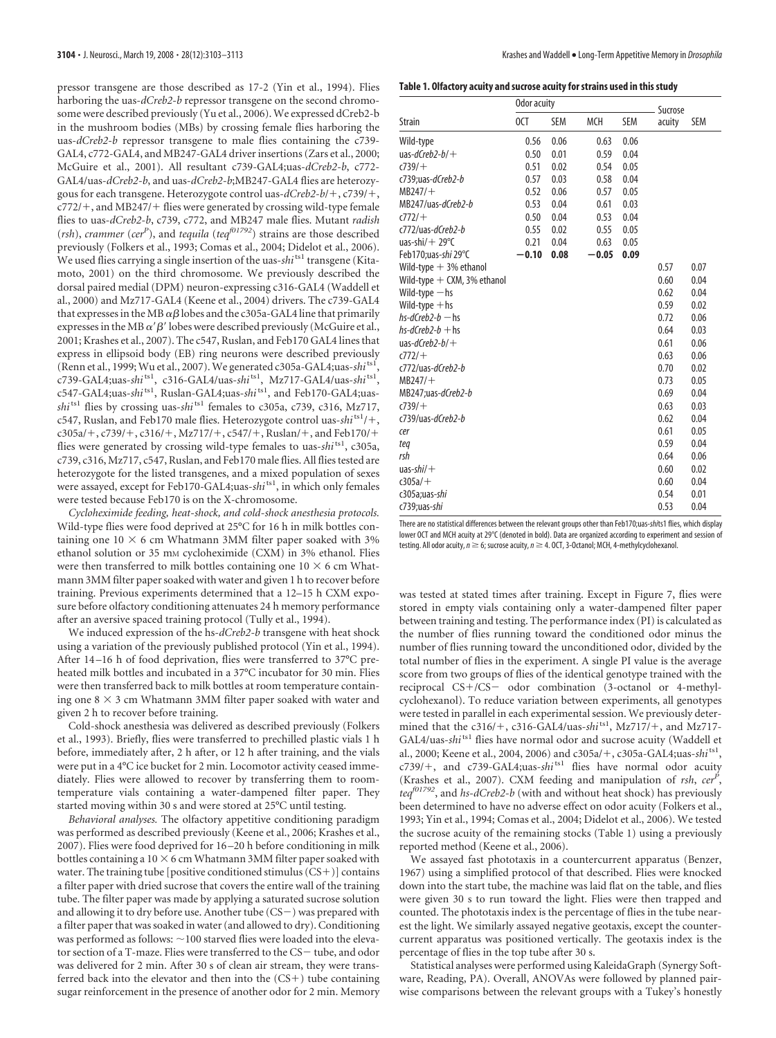pressor transgene are those described as 17-2 (Yin et al., 1994). Flies harboring the uas-*dCreb2-b* repressor transgene on the second chromosome were described previously (Yu et al., 2006). We expressed dCreb2-b in the mushroom bodies (MBs) by crossing female flies harboring the uas-*dCreb2-b* repressor transgene to male flies containing the c739-GAL4, c772-GAL4, and MB247-GAL4 driver insertions (Zars et al., 2000; McGuire et al., 2001). All resultant c739-GAL4;uas-*dCreb2-b*, c772-GAL4/uas-*dCreb2-b*, and uas-*dCreb2-b*;MB247-GAL4 flies are heterozygous for each transgene. Heterozygote control uas-*dCreb2-b*/+, c739/+, c772/+, and MB247/+ flies were generated by crossing wild-type female flies to uas-*dCreb2-b*, c739, c772, and MB247 male flies. Mutant *radish* (*rsh*), *crammer* (*cer$^P$*), and *tequila* (*teq$^{f01792}$*) strains are those described previously (Folkers et al., 1993; Comas et al., 2004; Didelot et al., 2006). We used flies carrying a single insertion of the uas-*shi*$^{ts1}$ transgene (Kitamoto, 2001) on the third chromosome. We previously described the dorsal paired medial (DPM) neuron-expressing c316-GAL4 (Waddell et al., 2000) and Mz717-GAL4 (Keene et al., 2004) drivers. The c739-GAL4 that expresses in the MB $\alpha\beta$ lobes and the c305a-GAL4 line that primarily expresses in the MB $\alpha'\beta'$ lobes were described previously (McGuire et al., 2001; Krashes et al., 2007). The c547, Ruslan, and Feb170 GAL4 lines that express in ellipsoid body (EB) ring neurons were described previously (Renn et al., 1999; Wu et al., 2007). We generated c305a-GAL4;uas-*shi*$^{ts1}$, c739-GAL4;uas-*shi*$^{ts1}$, c316-GAL4/uas-*shi*$^{ts1}$, Mz717-GAL4/uas-*shi*$^{ts1}$, c547-GAL4;uas-*shi*$^{ts1}$, Ruslan-GAL4;uas-*shi*$^{ts1}$, and Feb170-GAL4;uas-*shi*$^{ts1}$ flies by crossing uas-*shi*$^{ts1}$ females to c305a, c739, c316, Mz717, c547, Ruslan, and Feb170 male flies. Heterozygote control uas-*shi*$^{ts1}$/+, c305a/+, c739/+, c316/+, Mz717/+, c547/+, Ruslan/+, and Feb170/+ flies were generated by crossing wild-type females to uas-*shi*$^{ts1}$, c305a, c739, c316, Mz717, c547, Ruslan, and Feb170 male flies. All flies tested are heterozygote for the listed transgenes, and a mixed population of sexes were assayed, except for Feb170-GAL4;uas-*shi*$^{ts1}$, in which only females were tested because Feb170 is on the X-chromosome.

*Cycloheximide feeding, heat-shock, and cold-shock anesthesia protocols.* Wild-type flies were food deprived at 25°C for 16 h in milk bottles containing one 10 × 6 cm Whatmann 3MM filter paper soaked with 3% ethanol solution or 35 mM cycloheximide (CXM) in 3% ethanol. Flies were then transferred to milk bottles containing one 10 × 6 cm Whatmann 3MM filter paper soaked with water and given 1 h to recover before training. Previous experiments determined that a 12–15 h CXM exposure before olfactory conditioning attenuates 24 h memory performance after an aversive spaced training protocol (Tully et al., 1994).

We induced expression of the hs-*dCreb2-b* transgene with heat shock using a variation of the previously published protocol (Yin et al., 1994). After 14–16 h of food deprivation, flies were transferred to 37°C preheated milk bottles and incubated in a 37°C incubator for 30 min. Flies were then transferred back to milk bottles at room temperature containing one 8 × 3 cm Whatmann 3MM filter paper soaked with water and given 2 h to recover before training.

Cold-shock anesthesia was delivered as described previously (Folkers et al., 1993). Briefly, flies were transferred to prechilled plastic vials 1 h before, immediately after, 2 h after, or 12 h after training, and the vials were put in a 4°C ice bucket for 2 min. Locomotor activity ceased immediately. Flies were allowed to recover by transferring them to room-temperature vials containing a water-dampened filter paper. They started moving within 30 s and were stored at 25°C until testing.

*Behavioral analyses.* The olfactory appetitive conditioning paradigm was performed as described previously (Keene et al., 2006; Krashes et al., 2007). Flies were food deprived for 16–20 h before conditioning in milk bottles containing a 10 × 6 cm Whatmann 3MM filter paper soaked with water. The training tube [positive conditioned stimulus (CS+)] contains a filter paper with dried sucrose that covers the entire wall of the training tube. The filter paper was made by applying a saturated sucrose solution and allowing it to dry before use. Another tube (CS−) was prepared with a filter paper that was soaked in water (and allowed to dry). Conditioning was performed as follows: ~100 starved flies were loaded into the elevator section of a T-maze. Flies were transferred to the CS− tube, and odor was delivered for 2 min. After 30 s of clean air stream, they were transferred back into the elevator and then into the (CS+) tube containing sugar reinforcement in the presence of another odor for 2 min. Memory was tested at stated times after training. Except in Figure 7, flies were stored in empty vials containing only a water-dampened filter paper between training and testing. The performance index (PI) is calculated as the number of flies running toward the conditioned odor minus the number of flies running toward the unconditioned odor, divided by the total number of flies in the experiment. A single PI value is the average score from two groups of flies of the identical genotype trained with the reciprocal CS+/CS− odor combination (3-octanol or 4-methylcyclohexanol). To reduce variation between experiments, all genotypes were tested in parallel in each experimental session. We previously determined that the c316/+, c316-GAL4/uas-*shi*$^{ts1}$, Mz717/+, and Mz717-GAL4/uas-*shi*$^{ts1}$ flies have normal odor and sucrose acuity (Waddell et al., 2000; Keene et al., 2004, 2006) and c305a/+, c305a-GAL4;uas-*shi*$^{ts1}$, c739/+, and c739-GAL4;uas-*shi*$^{ts1}$ flies have normal odor acuity (Krashes et al., 2007). CXM feeding and manipulation of *rsh*, *cer$^P$*, *teq$^{f01792}$*, and *hs-dCreb2-b* (with and without heat shock) has previously been determined to have no adverse effect on odor acuity (Folkers et al., 1993; Yin et al., 1994; Comas et al., 2004; Didelot et al., 2006). We tested the sucrose acuity of the remaining stocks (Table 1) using a previously reported method (Keene et al., 2006).

We assayed fast phototaxis in a countercurrent apparatus (Benzer, 1967) using a simplified protocol of that described. Flies were knocked down into the start tube, the machine was laid flat on the table, and flies were given 30 s to run toward the light. Flies were then trapped and counted. The phototaxis index is the percentage of flies in the tube nearest the light. We similarly assayed negative geotaxis, except the countercurrent apparatus was positioned vertically. The geotaxis index is the percentage of flies in the top tube after 30 s.

Statistical analyses were performed using KaleidaGraph (Synergy Software, Reading, PA). Overall, ANOVAs were followed by planned pairwise comparisons between the relevant groups with a Tukey's honestly

**Table 1. Olfactory acuity and sucrose acuity for strains used in this study**

| Strain | Odor acuity | | | | Sucrose acuity | SEM |
|---|---|---|---|---|---|---|
| | OCT | SEM | MCH | SEM | | |
| Wild-type | 0.56 | 0.06 | 0.63 | 0.06 | | |
| uas-*dCreb2-b*/+ | 0.50 | 0.01 | 0.59 | 0.04 | | |
| *c739*/+ | 0.51 | 0.02 | 0.54 | 0.05 | | |
| *c739*;uas-*dCreb2-b* | 0.57 | 0.03 | 0.58 | 0.04 | | |
| *MB247*/+ | 0.52 | 0.06 | 0.57 | 0.05 | | |
| *MB247*/uas-*dCreb2-b* | 0.53 | 0.04 | 0.61 | 0.03 | | |
| *c772*/+ | 0.50 | 0.04 | 0.53 | 0.04 | | |
| *c772*/uas-*dCreb2-b* | 0.55 | 0.02 | 0.55 | 0.05 | | |
| uas-*shi*/+ 29°C | 0.21 | 0.04 | 0.63 | 0.05 | | |
| Feb170;uas-*shi* 29°C | **−0.10** | **0.08** | **−0.05** | **0.09** | | |
| Wild-type + 3% ethanol | | | | | 0.57 | 0.07 |
| Wild-type + CXM, 3% ethanol | | | | | 0.60 | 0.04 |
| Wild-type −hs | | | | | 0.62 | 0.04 |
| Wild-type +hs | | | | | 0.59 | 0.02 |
| *hs-dCreb2-b* −hs | | | | | 0.72 | 0.06 |
| *hs-dCreb2-b* +hs | | | | | 0.64 | 0.03 |
| uas-*dCreb2-b*/+ | | | | | 0.61 | 0.06 |
| *c772*/+ | | | | | 0.63 | 0.06 |
| *c772*/uas-*dCreb2-b* | | | | | 0.70 | 0.02 |
| *MB247*/+ | | | | | 0.73 | 0.05 |
| *MB247*;uas-*dCreb2-b* | | | | | 0.69 | 0.04 |
| *c739*/+ | | | | | 0.63 | 0.03 |
| *c739*/uas-*dCreb2-b* | | | | | 0.62 | 0.04 |
| *cer* | | | | | 0.61 | 0.05 |
| *teq* | | | | | 0.59 | 0.04 |
| *rsh* | | | | | 0.64 | 0.06 |
| uas-*shi*/+ | | | | | 0.60 | 0.02 |
| *c305a*/+ | | | | | 0.60 | 0.04 |
| *c305a*;uas-*shi* | | | | | 0.54 | 0.01 |
| *c739*;uas-*shi* | | | | | 0.53 | 0.04 |

There are no statistical differences between the relevant groups other than Feb170;uas-*shi*ts1 flies, which display lower OCT and MCH acuity at 29°C (denoted in bold). Data are organized according to experiment and session of testing. All odor acuity, $n \geq 6$; sucrose acuity, $n \geq 4$. OCT, 3-Octanol; MCH, 4-methylcyclohexanol.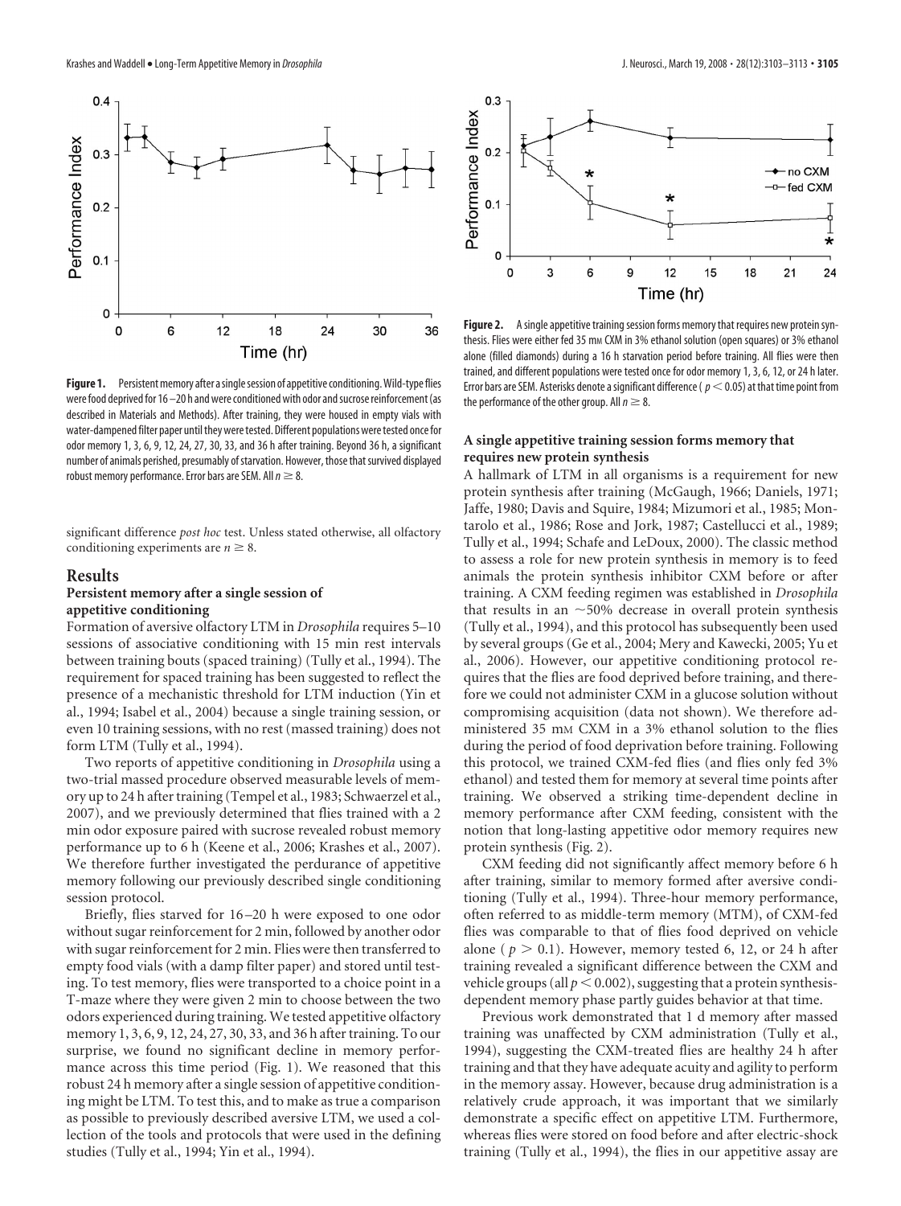**Figure 1.** Persistent memory after a single session of appetitive conditioning. Wild-type flies were food deprived for 16–20 h and were conditioned with odor and sucrose reinforcement (as described in Materials and Methods). After training, they were housed in empty vials with water-dampened filter paper until they were tested. Different populations were tested once for odor memory 1, 3, 6, 9, 12, 24, 27, 30, 33, and 36 h after training. Beyond 36 h, a significant number of animals perished, presumably of starvation. However, those that survived displayed robust memory performance. Error bars are SEM. All $n \geq 8$.

significant difference *post hoc* test. Unless stated otherwise, all olfactory conditioning experiments are $n \geq 8$.

## Results

### Persistent memory after a single session of appetitive conditioning

Formation of aversive olfactory LTM in *Drosophila* requires 5–10 sessions of associative conditioning with 15 min rest intervals between training bouts (spaced training) (Tully et al., 1994). The requirement for spaced training has been suggested to reflect the presence of a mechanistic threshold for LTM induction (Yin et al., 1994; Isabel et al., 2004) because a single training session, or even 10 training sessions, with no rest (massed training) does not form LTM (Tully et al., 1994).

Two reports of appetitive conditioning in *Drosophila* using a two-trial massed procedure observed measurable levels of memory up to 24 h after training (Tempel et al., 1983; Schwaerzel et al., 2007), and we previously determined that flies trained with a 2 min odor exposure paired with sucrose revealed robust memory performance up to 6 h (Keene et al., 2006; Krashes et al., 2007). We therefore further investigated the perdurance of appetitive memory following our previously described single conditioning session protocol.

Briefly, flies starved for 16–20 h were exposed to one odor without sugar reinforcement for 2 min, followed by another odor with sugar reinforcement for 2 min. Flies were then transferred to empty food vials (with a damp filter paper) and stored until testing. To test memory, flies were transported to a choice point in a T-maze where they were given 2 min to choose between the two odors experienced during training. We tested appetitive olfactory memory 1, 3, 6, 9, 12, 24, 27, 30, 33, and 36 h after training. To our surprise, we found no significant decline in memory performance across this time period (Fig. 1). We reasoned that this robust 24 h memory after a single session of appetitive conditioning might be LTM. To test this, and to make as true a comparison as possible to previously described aversive LTM, we used a collection of the tools and protocols that were used in the defining studies (Tully et al., 1994; Yin et al., 1994).

**Figure 2.** A single appetitive training session forms memory that requires new protein synthesis. Flies were either fed 35 mM CXM in 3% ethanol solution (open squares) or 3% ethanol alone (filled diamonds) during a 16 h starvation period before training. All flies were then trained, and different populations were tested once for odor memory 1, 3, 6, 12, or 24 h later. Error bars are SEM. Asterisks denote a significant difference ($p < 0.05$) at that time point from the performance of the other group. All $n \geq 8$.

### A single appetitive training session forms memory that requires new protein synthesis

A hallmark of LTM in all organisms is a requirement for new protein synthesis after training (McGaugh, 1966; Daniels, 1971; Jaffe, 1980; Davis and Squire, 1984; Mizumori et al., 1985; Montarolo et al., 1986; Rose and Jork, 1987; Castellucci et al., 1989; Tully et al., 1994; Schafe and LeDoux, 2000). The classic method to assess a role for new protein synthesis in memory is to feed animals the protein synthesis inhibitor CXM before or after training. A CXM feeding regimen was established in *Drosophila* that results in an ~50% decrease in overall protein synthesis (Tully et al., 1994), and this protocol has subsequently been used by several groups (Ge et al., 2004; Mery and Kawecki, 2005; Yu et al., 2006). However, our appetitive conditioning protocol requires that the flies are food deprived before training, and therefore we could not administer CXM in a glucose solution without compromising acquisition (data not shown). We therefore administered 35 mM CXM in a 3% ethanol solution to the flies during the period of food deprivation before training. Following this protocol, we trained CXM-fed flies (and flies only fed 3% ethanol) and tested them for memory at several time points after training. We observed a striking time-dependent decline in memory performance after CXM feeding, consistent with the notion that long-lasting appetitive odor memory requires new protein synthesis (Fig. 2).

CXM feeding did not significantly affect memory before 6 h after training, similar to memory formed after aversive conditioning (Tully et al., 1994). Three-hour memory performance, often referred to as middle-term memory (MTM), of CXM-fed flies was comparable to that of flies food deprived on vehicle alone ($p > 0.1$). However, memory tested 6, 12, or 24 h after training revealed a significant difference between the CXM and vehicle groups (all $p < 0.002$), suggesting that a protein synthesis-dependent memory phase partly guides behavior at that time.

Previous work demonstrated that 1 d memory after massed training was unaffected by CXM administration (Tully et al., 1994), suggesting the CXM-treated flies are healthy 24 h after training and that they have adequate acuity and agility to perform in the memory assay. However, because drug administration is a relatively crude approach, it was important that we similarly demonstrate a specific effect on appetitive LTM. Furthermore, whereas flies were stored on food before and after electric-shock training (Tully et al., 1994), the flies in our appetitive assay are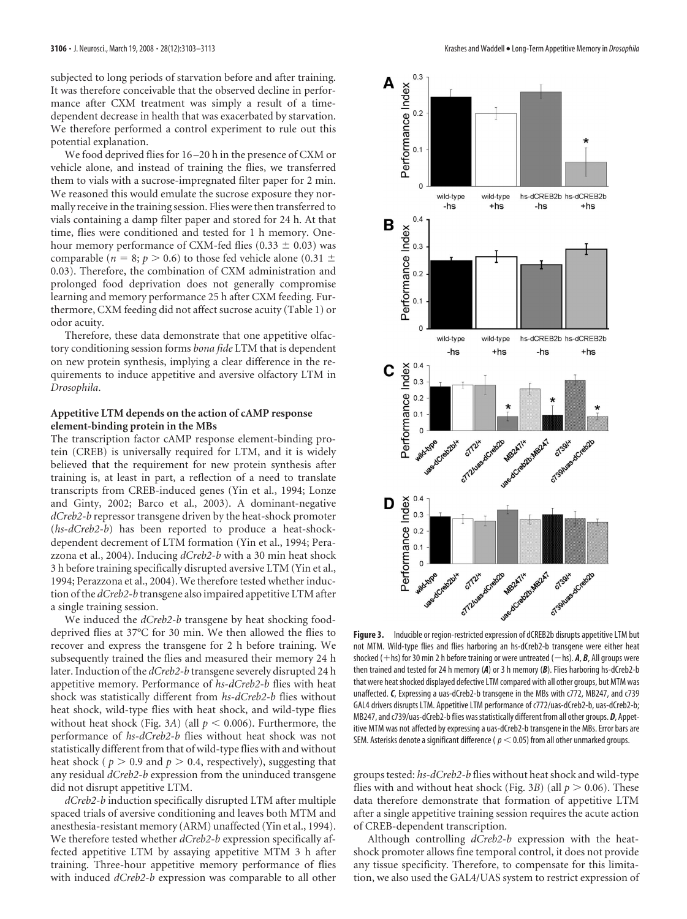subjected to long periods of starvation before and after training. It was therefore conceivable that the observed decline in performance after CXM treatment was simply a result of a time-dependent decrease in health that was exacerbated by starvation. We therefore performed a control experiment to rule out this potential explanation.

We food deprived flies for 16–20 h in the presence of CXM or vehicle alone, and instead of training the flies, we transferred them to vials with a sucrose-impregnated filter paper for 2 min. We reasoned this would emulate the sucrose exposure they normally receive in the training session. Flies were then transferred to vials containing a damp filter paper and stored for 24 h. At that time, flies were conditioned and tested for 1 h memory. One-hour memory performance of CXM-fed flies ($0.33 \pm 0.03$) was comparable ($n = 8$; $p > 0.6$) to those fed vehicle alone ($0.31 \pm 0.03$). Therefore, the combination of CXM administration and prolonged food deprivation does not generally compromise learning and memory performance 25 h after CXM feeding. Furthermore, CXM feeding did not affect sucrose acuity (Table 1) or odor acuity.

Therefore, these data demonstrate that one appetitive olfactory conditioning session forms *bona fide* LTM that is dependent on new protein synthesis, implying a clear difference in the requirements to induce appetitive and aversive olfactory LTM in *Drosophila*.

### Appetitive LTM depends on the action of cAMP response element-binding protein in the MBs

The transcription factor cAMP response element-binding protein (CREB) is universally required for LTM, and it is widely believed that the requirement for new protein synthesis after training is, at least in part, a reflection of a need to translate transcripts from CREB-induced genes (Yin et al., 1994; Lonze and Ginty, 2002; Barco et al., 2003). A dominant-negative *dCreb2-b* repressor transgene driven by the heat-shock promoter (*hs-dCreb2-b*) has been reported to produce a heat-shock-dependent decrement of LTM formation (Yin et al., 1994; Perazzona et al., 2004). Inducing *dCreb2-b* with a 30 min heat shock 3 h before training specifically disrupted aversive LTM (Yin et al., 1994; Perazzona et al., 2004). We therefore tested whether induction of the *dCreb2-b* transgene also impaired appetitive LTM after a single training session.

We induced the *dCreb2-b* transgene by heat shocking food-deprived flies at 37°C for 30 min. We then allowed the flies to recover and express the transgene for 2 h before training. We subsequently trained the flies and measured their memory 24 h later. Induction of the *dCreb2-b* transgene severely disrupted 24 h appetitive memory. Performance of *hs-dCreb2-b* flies with heat shock was statistically different from *hs-dCreb2-b* flies without heat shock, wild-type flies with heat shock, and wild-type flies without heat shock (Fig. 3*A*) (all $p < 0.006$). Furthermore, the performance of *hs-dCreb2-b* flies without heat shock was not statistically different from that of wild-type flies with and without heat shock ($p > 0.9$ and $p > 0.4$, respectively), suggesting that any residual *dCreb2-b* expression from the uninduced transgene did not disrupt appetitive LTM.

*dCreb2-b* induction specifically disrupted LTM after multiple spaced trials of aversive conditioning and leaves both MTM and anesthesia-resistant memory (ARM) unaffected (Yin et al., 1994). We therefore tested whether *dCreb2-b* expression specifically affected appetitive LTM by assaying appetitive MTM 3 h after training. Three-hour appetitive memory performance of flies with induced *dCreb2-b* expression was comparable to all other groups tested: *hs-dCreb2-b* flies without heat shock and wild-type flies with and without heat shock (Fig. 3*B*) (all $p > 0.06$). These data therefore demonstrate that formation of appetitive LTM after a single appetitive training session requires the acute action of CREB-dependent transcription.

Although controlling *dCreb2-b* expression with the heat-shock promoter allows fine temporal control, it does not provide any tissue specificity. Therefore, to compensate for this limitation, we also used the GAL4/UAS system to restrict expression of

**Figure 3.** Inducible or region-restricted expression of dCREB2b disrupts appetitive LTM but not MTM. Wild-type flies and flies harboring an hs-dCreb2-b transgene were either heat shocked (+hs) for 30 min 2 h before training or were untreated (−hs). ***A***, ***B***, All groups were then trained and tested for 24 h memory (***A***) or 3 h memory (***B***). Flies harboring hs-dCreb2-b that were heat shocked displayed defective LTM compared with all other groups, but MTM was unaffected. ***C***, Expressing a uas-dCreb2-b transgene in the MBs with c772, MB247, and c739 GAL4 drivers disrupts LTM. Appetitive LTM performance of c772/uas-dCreb2-b, uas-dCreb2-b; MB247, and c739/uas-dCreb2-b flies was statistically different from all other groups. ***D***, Appetitive MTM was not affected by expressing a uas-dCreb2-b transgene in the MBs. Error bars are SEM. Asterisks denote a significant difference ($p < 0.05$) from all other unmarked groups.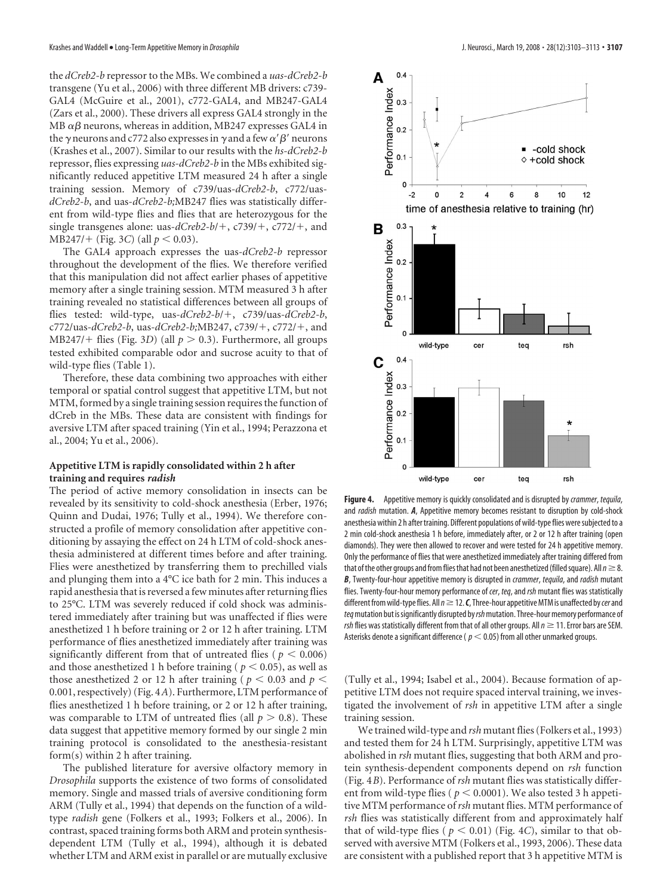the *dCreb2-b* repressor to the MBs. We combined a *uas-dCreb2-b* transgene (Yu et al., 2006) with three different MB drivers: c739-GAL4 (McGuire et al., 2001), c772-GAL4, and MB247-GAL4 (Zars et al., 2000). These drivers all express GAL4 strongly in the MB $\alpha\beta$ neurons, whereas in addition, MB247 expresses GAL4 in the $\gamma$ neurons and c772 also expresses in $\gamma$ and a few $\alpha'\beta'$ neurons (Krashes et al., 2007). Similar to our results with the *hs-dCreb2-b* repressor, flies expressing *uas-dCreb2-b* in the MBs exhibited significantly reduced appetitive LTM measured 24 h after a single training session. Memory of c739/uas-*dCreb2-b*, c772/uas-*dCreb2-b*, and uas-*dCreb2-b;*MB247 flies was statistically different from wild-type flies and flies that are heterozygous for the single transgenes alone: uas-*dCreb2-b*/+, c739/+, c772/+, and MB247/+ (Fig. 3*C*) (all $p < 0.03$).

The GAL4 approach expresses the uas-*dCreb2-b* repressor throughout the development of the flies. We therefore verified that this manipulation did not affect earlier phases of appetitive memory after a single training session. MTM measured 3 h after training revealed no statistical differences between all groups of flies tested: wild-type, uas-*dCreb2-b*/+, c739/uas-*dCreb2-b*, c772/uas-*dCreb2-b*, uas-*dCreb2-b;*MB247, c739/+, c772/+, and MB247/+ flies (Fig. 3*D*) (all $p > 0.3$). Furthermore, all groups tested exhibited comparable odor and sucrose acuity to that of wild-type flies (Table 1).

Therefore, these data combining two approaches with either temporal or spatial control suggest that appetitive LTM, but not MTM, formed by a single training session requires the function of dCreb in the MBs. These data are consistent with findings for aversive LTM after spaced training (Yin et al., 1994; Perazzona et al., 2004; Yu et al., 2006).

### Appetitive LTM is rapidly consolidated within 2 h after training and requires *radish*

The period of active memory consolidation in insects can be revealed by its sensitivity to cold-shock anesthesia (Erber, 1976; Quinn and Dudai, 1976; Tully et al., 1994). We therefore constructed a profile of memory consolidation after appetitive conditioning by assaying the effect on 24 h LTM of cold-shock anesthesia administered at different times before and after training. Flies were anesthetized by transferring them to prechilled vials and plunging them into a 4°C ice bath for 2 min. This induces a rapid anesthesia that is reversed a few minutes after returning flies to 25°C. LTM was severely reduced if cold shock was administered immediately after training but was unaffected if flies were anesthetized 1 h before training or 2 or 12 h after training. LTM performance of flies anesthetized immediately after training was significantly different from that of untreated flies ($p < 0.006$) and those anesthetized 1 h before training ($p < 0.05$), as well as those anesthetized 2 or 12 h after training ($p < 0.03$ and $p < 0.001$, respectively) (Fig. 4*A*). Furthermore, LTM performance of flies anesthetized 1 h before training, or 2 or 12 h after training, was comparable to LTM of untreated flies (all $p > 0.8$). These data suggest that appetitive memory formed by our single 2 min training protocol is consolidated to the anesthesia-resistant form(s) within 2 h after training.

The published literature for aversive olfactory memory in *Drosophila* supports the existence of two forms of consolidated memory. Single and massed trials of aversive conditioning form ARM (Tully et al., 1994) that depends on the function of a wild-type *radish* gene (Folkers et al., 1993; Folkers et al., 2006). In contrast, spaced training forms both ARM and protein synthesis-dependent LTM (Tully et al., 1994), although it is debated whether LTM and ARM exist in parallel or are mutually exclusive (Tully et al., 1994; Isabel et al., 2004). Because formation of appetitive LTM does not require spaced interval training, we investigated the involvement of *rsh* in appetitive LTM after a single training session.

We trained wild-type and *rsh* mutant flies (Folkers et al., 1993) and tested them for 24 h LTM. Surprisingly, appetitive LTM was abolished in *rsh* mutant flies, suggesting that both ARM and protein synthesis-dependent components depend on *rsh* function (Fig. 4*B*). Performance of *rsh* mutant flies was statistically different from wild-type flies ($p < 0.0001$). We also tested 3 h appetitive MTM performance of *rsh* mutant flies. MTM performance of *rsh* flies was statistically different from and approximately half that of wild-type flies ($p < 0.01$) (Fig. 4*C*), similar to that observed with aversive MTM (Folkers et al., 1993, 2006). These data are consistent with a published report that 3 h appetitive MTM is

**Figure 4.** Appetitive memory is quickly consolidated and is disrupted by *crammer*, *tequila*, and *radish* mutation. ***A***, Appetitive memory becomes resistant to disruption by cold-shock anesthesia within 2 h after training. Different populations of wild-type flies were subjected to a 2 min cold-shock anesthesia 1 h before, immediately after, or 2 or 12 h after training (open diamonds). They were then allowed to recover and were tested for 24 h appetitive memory. Only the performance of flies that were anesthetized immediately after training differed from that of the other groups and from flies that had not been anesthetized (filled square). All $n \geq 8$. ***B***, Twenty-four-hour appetitive memory is disrupted in *crammer*, *tequila*, and *radish* mutant flies. Twenty-four-hour memory performance of *cer*, *teq*, and *rsh* mutant flies was statistically different from wild-type flies. All $n \geq 12$. ***C***, Three-hour appetitive MTM is unaffected by *cer* and *teq* mutation but is significantly disrupted by *rsh* mutation. Three-hour memory performance of *rsh* flies was statistically different from that of all other groups. All $n \geq 11$. Error bars are SEM. Asterisks denote a significant difference ($p < 0.05$) from all other unmarked groups.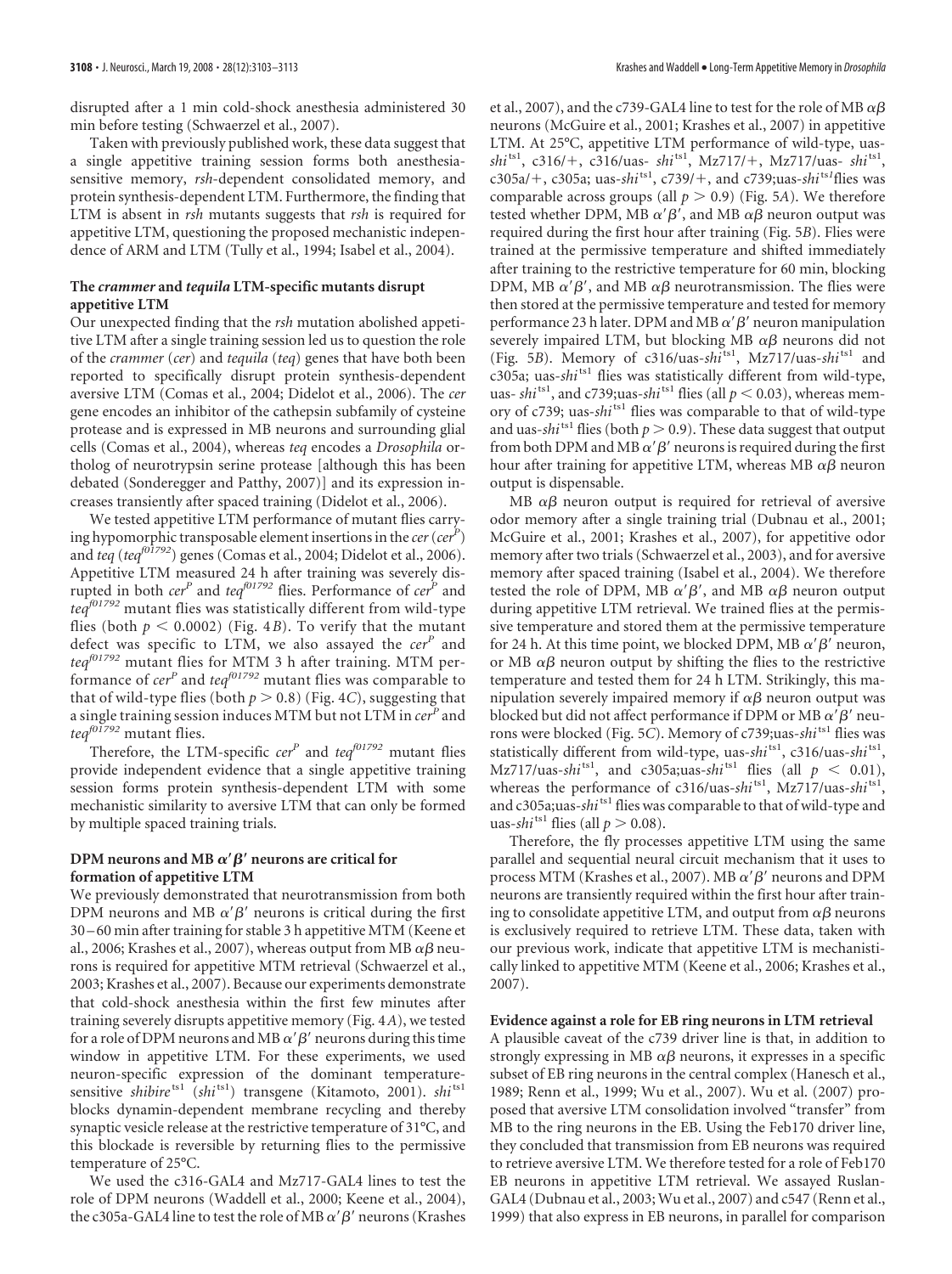disrupted after a 1 min cold-shock anesthesia administered 30 min before testing (Schwaerzel et al., 2007).

Taken with previously published work, these data suggest that a single appetitive training session forms both anesthesia-sensitive memory, *rsh*-dependent consolidated memory, and protein synthesis-dependent LTM. Furthermore, the finding that LTM is absent in *rsh* mutants suggests that *rsh* is required for appetitive LTM, questioning the proposed mechanistic independence of ARM and LTM (Tully et al., 1994; Isabel et al., 2004).

### The *crammer* and *tequila* LTM-specific mutants disrupt appetitive LTM

Our unexpected finding that the *rsh* mutation abolished appetitive LTM after a single training session led us to question the role of the *crammer* (*cer*) and *tequila* (*teq*) genes that have both been reported to specifically disrupt protein synthesis-dependent aversive LTM (Comas et al., 2004; Didelot et al., 2006). The *cer* gene encodes an inhibitor of the cathepsin subfamily of cysteine protease and is expressed in MB neurons and surrounding glial cells (Comas et al., 2004), whereas *teq* encodes a *Drosophila* ortholog of neurotrypsin serine protease [although this has been debated (Sonderegger and Patthy, 2007)] and its expression increases transiently after spaced training (Didelot et al., 2006).

We tested appetitive LTM performance of mutant flies carrying hypomorphic transposable element insertions in the *cer* ($cer^P$) and *teq* ($teq^{f01792}$) genes (Comas et al., 2004; Didelot et al., 2006). Appetitive LTM measured 24 h after training was severely disrupted in both $cer^P$ and $teq^{f01792}$ flies. Performance of $cer^P$ and $teq^{f01792}$ mutant flies was statistically different from wild-type flies (both $p < 0.0002$) (Fig. 4*B*). To verify that the mutant defect was specific to LTM, we also assayed the $cer^P$ and $teq^{f01792}$ mutant flies for MTM 3 h after training. MTM performance of $cer^P$ and $teq^{f01792}$ mutant flies was comparable to that of wild-type flies (both $p > 0.8$) (Fig. 4*C*), suggesting that a single training session induces MTM but not LTM in $cer^P$ and $teq^{f01792}$ mutant flies.

Therefore, the LTM-specific $cer^P$ and $teq^{f01792}$ mutant flies provide independent evidence that a single appetitive training session forms protein synthesis-dependent LTM with some mechanistic similarity to aversive LTM that can only be formed by multiple spaced training trials.

### DPM neurons and MB $\alpha'\beta'$ neurons are critical for formation of appetitive LTM

We previously demonstrated that neurotransmission from both DPM neurons and MB $\alpha'\beta'$ neurons is critical during the first 30–60 min after training for stable 3 h appetitive MTM (Keene et al., 2006; Krashes et al., 2007), whereas output from MB $\alpha\beta$ neurons is required for appetitive MTM retrieval (Schwaerzel et al., 2003; Krashes et al., 2007). Because our experiments demonstrate that cold-shock anesthesia within the first few minutes after training severely disrupts appetitive memory (Fig. 4*A*), we tested for a role of DPM neurons and MB $\alpha'\beta'$ neurons during this time window in appetitive LTM. For these experiments, we used neuron-specific expression of the dominant temperature-sensitive $shibire^{ts1}$ ($shi^{ts1}$) transgene (Kitamoto, 2001). $shi^{ts1}$ blocks dynamin-dependent membrane recycling and thereby synaptic vesicle release at the restrictive temperature of 31°C, and this blockade is reversible by returning flies to the permissive temperature of 25°C.

We used the c316-GAL4 and Mz717-GAL4 lines to test the role of DPM neurons (Waddell et al., 2000; Keene et al., 2004), the c305a-GAL4 line to test the role of MB $\alpha'\beta'$ neurons (Krashes et al., 2007), and the c739-GAL4 line to test for the role of MB $\alpha\beta$ neurons (McGuire et al., 2001; Krashes et al., 2007) in appetitive LTM. At 25°C, appetitive LTM performance of wild-type, uas-$shi^{ts1}$, c316/+, c316/uas- $shi^{ts1}$, Mz717/+, Mz717/uas- $shi^{ts1}$, c305a/+, c305a; uas-$shi^{ts1}$, c739/+, and c739;uas-$shi^{ts1}$flies was comparable across groups (all $p > 0.9$) (Fig. 5*A*). We therefore tested whether DPM, MB $\alpha'\beta'$, and MB $\alpha\beta$ neuron output was required during the first hour after training (Fig. 5*B*). Flies were trained at the permissive temperature and shifted immediately after training to the restrictive temperature for 60 min, blocking DPM, MB $\alpha'\beta'$, and MB $\alpha\beta$ neurotransmission. The flies were then stored at the permissive temperature and tested for memory performance 23 h later. DPM and MB $\alpha'\beta'$ neuron manipulation severely impaired LTM, but blocking MB $\alpha\beta$ neurons did not (Fig. 5*B*). Memory of c316/uas-$shi^{ts1}$, Mz717/uas-$shi^{ts1}$ and c305a; uas-$shi^{ts1}$ flies was statistically different from wild-type, uas- $shi^{ts1}$, and c739;uas-$shi^{ts1}$ flies (all $p < 0.03$), whereas memory of c739; uas-$shi^{ts1}$ flies was comparable to that of wild-type and uas-$shi^{ts1}$ flies (both $p > 0.9$). These data suggest that output from both DPM and MB $\alpha'\beta'$ neurons is required during the first hour after training for appetitive LTM, whereas MB $\alpha\beta$ neuron output is dispensable.

MB $\alpha\beta$ neuron output is required for retrieval of aversive odor memory after a single training trial (Dubnau et al., 2001; McGuire et al., 2001; Krashes et al., 2007), for appetitive odor memory after two trials (Schwaerzel et al., 2003), and for aversive memory after spaced training (Isabel et al., 2004). We therefore tested the role of DPM, MB $\alpha'\beta'$, and MB $\alpha\beta$ neuron output during appetitive LTM retrieval. We trained flies at the permissive temperature and stored them at the permissive temperature for 24 h. At this time point, we blocked DPM, MB $\alpha'\beta'$ neuron, or MB $\alpha\beta$ neuron output by shifting the flies to the restrictive temperature and tested them for 24 h LTM. Strikingly, this manipulation severely impaired memory if $\alpha\beta$ neuron output was blocked but did not affect performance if DPM or MB $\alpha'\beta'$ neurons were blocked (Fig. 5*C*). Memory of c739;uas-$shi^{ts1}$ flies was statistically different from wild-type, uas-$shi^{ts1}$, c316/uas-$shi^{ts1}$, Mz717/uas-$shi^{ts1}$, and c305a;uas-$shi^{ts1}$ flies (all $p < 0.01$), whereas the performance of c316/uas-$shi^{ts1}$, Mz717/uas-$shi^{ts1}$, and c305a;uas-$shi^{ts1}$ flies was comparable to that of wild-type and uas-$shi^{ts1}$ flies (all $p > 0.08$).

Therefore, the fly processes appetitive LTM using the same parallel and sequential neural circuit mechanism that it uses to process MTM (Krashes et al., 2007). MB $\alpha'\beta'$ neurons and DPM neurons are transiently required within the first hour after training to consolidate appetitive LTM, and output from $\alpha\beta$ neurons is exclusively required to retrieve LTM. These data, taken with our previous work, indicate that appetitive LTM is mechanistically linked to appetitive MTM (Keene et al., 2006; Krashes et al., 2007).

### Evidence against a role for EB ring neurons in LTM retrieval

A plausible caveat of the c739 driver line is that, in addition to strongly expressing in MB $\alpha\beta$ neurons, it expresses in a specific subset of EB ring neurons in the central complex (Hanesch et al., 1989; Renn et al., 1999; Wu et al., 2007). Wu et al. (2007) proposed that aversive LTM consolidation involved "transfer" from MB to the ring neurons in the EB. Using the Feb170 driver line, they concluded that transmission from EB neurons was required to retrieve aversive LTM. We therefore tested for a role of Feb170 EB neurons in appetitive LTM retrieval. We assayed Ruslan-GAL4 (Dubnau et al., 2003; Wu et al., 2007) and c547 (Renn et al., 1999) that also express in EB neurons, in parallel for comparison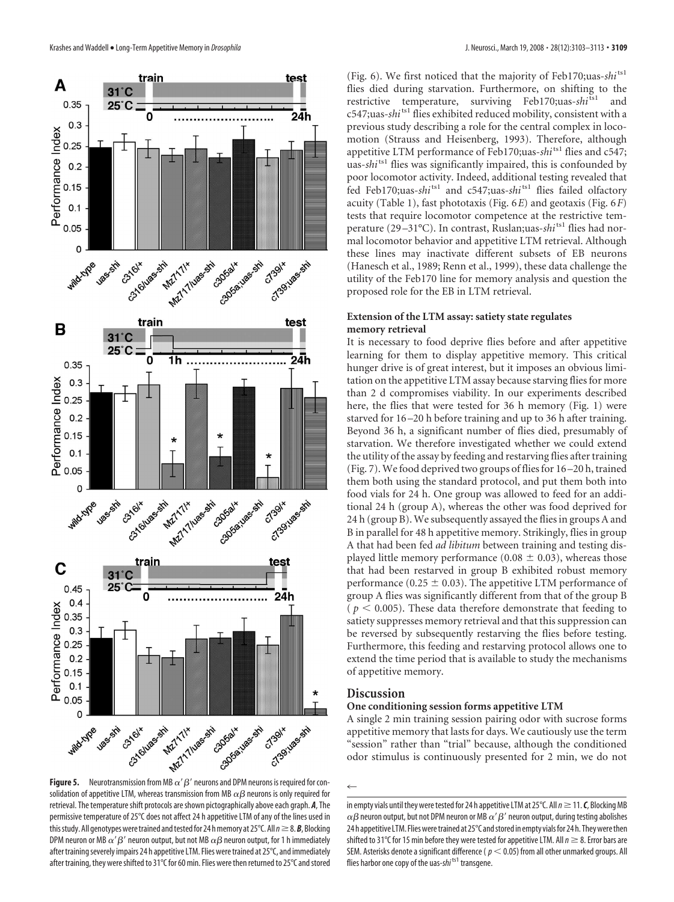(Fig. 6). We first noticed that the majority of Feb170;uas-*shi*[ts1] flies died during starvation. Furthermore, on shifting to the restrictive temperature, surviving Feb170;uas-*shi*[ts1] and c547;uas-*shi*[ts1] flies exhibited reduced mobility, consistent with a previous study describing a role for the central complex in locomotion (Strauss and Heisenberg, 1993). Therefore, although appetitive LTM performance of Feb170;uas-*shi*[ts1] flies and c547; uas-*shi*[ts1] flies was significantly impaired, this is confounded by poor locomotor activity. Indeed, additional testing revealed that fed Feb170;uas-*shi*[ts1] and c547;uas-*shi*[ts1] flies failed olfactory acuity (Table 1), fast phototaxis (Fig. 6*E*) and geotaxis (Fig. 6*F*) tests that require locomotor competence at the restrictive temperature (29–31°C). In contrast, Ruslan;uas-*shi*[ts1] flies had normal locomotor behavior and appetitive LTM retrieval. Although these lines may inactivate different subsets of EB neurons (Hanesch et al., 1989; Renn et al., 1999), these data challenge the utility of the Feb170 line for memory analysis and question the proposed role for the EB in LTM retrieval.

### Extension of the LTM assay: satiety state regulates memory retrieval

It is necessary to food deprive flies before and after appetitive learning for them to display appetitive memory. This critical hunger drive is of great interest, but it imposes an obvious limitation on the appetitive LTM assay because starving flies for more than 2 d compromises viability. In our experiments described here, the flies that were tested for 36 h memory (Fig. 1) were starved for 16–20 h before training and up to 36 h after training. Beyond 36 h, a significant number of flies died, presumably of starvation. We therefore investigated whether we could extend the utility of the assay by feeding and restarving flies after training (Fig. 7). We food deprived two groups of flies for 16–20 h, trained them both using the standard protocol, and put them both into food vials for 24 h. One group was allowed to feed for an additional 24 h (group A), whereas the other was food deprived for 24 h (group B). We subsequently assayed the flies in groups A and B in parallel for 48 h appetitive memory. Strikingly, flies in group A that had been fed *ad libitum* between training and testing displayed little memory performance ($0.08 \pm 0.03$), whereas those that had been restarved in group B exhibited robust memory performance ($0.25 \pm 0.03$). The appetitive LTM performance of group A flies was significantly different from that of the group B ($p < 0.005$). These data therefore demonstrate that feeding to satiety suppresses memory retrieval and that this suppression can be reversed by subsequently restarving the flies before testing. Furthermore, this feeding and restarving protocol allows one to extend the time period that is available to study the mechanisms of appetitive memory.

## Discussion

### One conditioning session forms appetitive LTM

A single 2 min training session pairing odor with sucrose forms appetitive memory that lasts for days. We cautiously use the term "session" rather than "trial" because, although the conditioned odor stimulus is continuously presented for 2 min, we do not

**Figure 5.** Neurotransmission from MB $\alpha'\beta'$ neurons and DPM neurons is required for consolidation of appetitive LTM, whereas transmission from MB $\alpha\beta$ neurons is only required for retrieval. The temperature shift protocols are shown pictographically above each graph. ***A***, The permissive temperature of 25°C does not affect 24 h appetitive LTM of any of the lines used in this study. All genotypes were trained and tested for 24 h memory at 25°C. All $n \geq 8$. ***B***, Blocking DPM neuron or MB $\alpha'\beta'$ neuron output, but not MB $\alpha\beta$ neuron output, for 1 h immediately after training severely impairs 24 h appetitive LTM. Flies were trained at 25°C, and immediately after training, they were shifted to 31°C for 60 min. Flies were then returned to 25°C and stored in empty vials until they were tested for 24 h appetitive LTM at 25°C. All $n \geq 11$. ***C***, Blocking MB $\alpha\beta$ neuron output, but not DPM neuron or MB $\alpha'\beta'$ neuron output, during testing abolishes 24 h appetitive LTM. Flies were trained at 25°C and stored in empty vials for 24 h. They were then shifted to 31°C for 15 min before they were tested for appetitive LTM. All $n \geq 8$. Error bars are SEM. Asterisks denote a significant difference ($p < 0.05$) from all other unmarked groups. All flies harbor one copy of the uas-*shi*[ts1] transgene.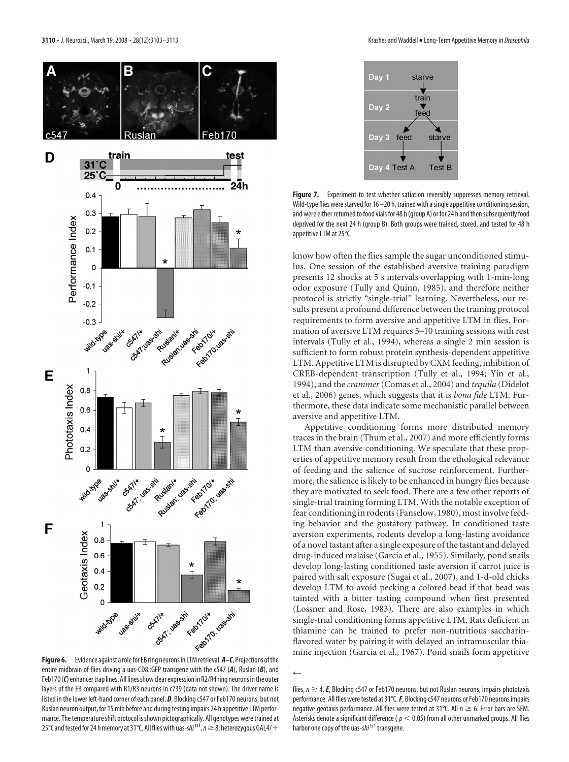**Figure 6.** Evidence against a role for EB ring neurons in LTM retrieval. ***A–C***, Projections of the entire midbrain of flies driving a uas-CD8::GFP transgene with the c547 (***A***), Ruslan (***B***), and Feb170 (***C***) enhancer trap lines. All lines show clear expression in R2/R4 ring neurons in the outer layers of the EB compared with R1/R3 neurons in c739 (data not shown). The driver name is listed in the lower left-hand corner of each panel. ***D***, Blocking c547 or Feb170 neurons, but not Ruslan neuron output, for 15 min before and during testing impairs 24 h appetitive LTM performance. The temperature shift protocol is shown pictographically. All genotypes were trained at 25°C and tested for 24 h memory at 31°C. All flies with uas-*shi*$^{ts1}$, $n \geq 8$; heterozygous GAL4/+ flies, $n \geq 4$. ***E***, Blocking c547 or Feb170 neurons, but not Ruslan neurons, impairs phototaxis performance. All flies were tested at 31°C. ***F***, Blocking c547 neurons or Feb170 neurons impairs negative geotaxis performance. All flies were tested at 31°C. All $n \geq 6$. Error bars are SEM. Asterisks denote a significant difference ($p < 0.05$) from all other unmarked groups. All flies harbor one copy of the uas-*shi*$^{ts1}$ transgene.

**Figure 7.** Experiment to test whether satiation reversibly suppresses memory retrieval. Wild-type flies were starved for 16–20 h, trained with a single appetitive conditioning session, and were either returned to food vials for 48 h (group A) or for 24 h and then subsequently food deprived for the next 24 h (group B). Both groups were trained, stored, and tested for 48 h appetitive LTM at 25°C.

know how often the flies sample the sugar unconditioned stimulus. One session of the established aversive training paradigm presents 12 shocks at 5 s intervals overlapping with 1-min-long odor exposure (Tully and Quinn, 1985), and therefore neither protocol is strictly "single-trial" learning. Nevertheless, our results present a profound difference between the training protocol requirements to form aversive and appetitive LTM in flies. Formation of aversive LTM requires 5–10 training sessions with rest intervals (Tully et al., 1994), whereas a single 2 min session is sufficient to form robust protein synthesis-dependent appetitive LTM. Appetitive LTM is disrupted by CXM feeding, inhibition of CREB-dependent transcription (Tully et al., 1994; Yin et al., 1994), and the *crammer* (Comas et al., 2004) and *tequila* (Didelot et al., 2006) genes, which suggests that it is *bona fide* LTM. Furthermore, these data indicate some mechanistic parallel between aversive and appetitive LTM.

Appetitive conditioning forms more distributed memory traces in the brain (Thum et al., 2007) and more efficiently forms LTM than aversive conditioning. We speculate that these properties of appetitive memory result from the ethological relevance of feeding and the salience of sucrose reinforcement. Furthermore, the salience is likely to be enhanced in hungry flies because they are motivated to seek food. There are a few other reports of single-trial training forming LTM. With the notable exception of fear conditioning in rodents (Fanselow, 1980), most involve feeding behavior and the gustatory pathway. In conditioned taste aversion experiments, rodents develop a long-lasting avoidance of a novel tastant after a single exposure of the tastant and delayed drug-induced malaise (Garcia et al., 1955). Similarly, pond snails develop long-lasting conditioned taste aversion if carrot juice is paired with salt exposure (Sugai et al., 2007), and 1-d-old chicks develop LTM to avoid pecking a colored bead if that bead was tainted with a bitter tasting compound when first presented (Lossner and Rose, 1983). There are also examples in which single-trial conditioning forms appetitive LTM. Rats deficient in thiamine can be trained to prefer non-nutritious saccharin-flavored water by pairing it with delayed an intramuscular thiamine injection (Garcia et al., 1967). Pond snails form appetitive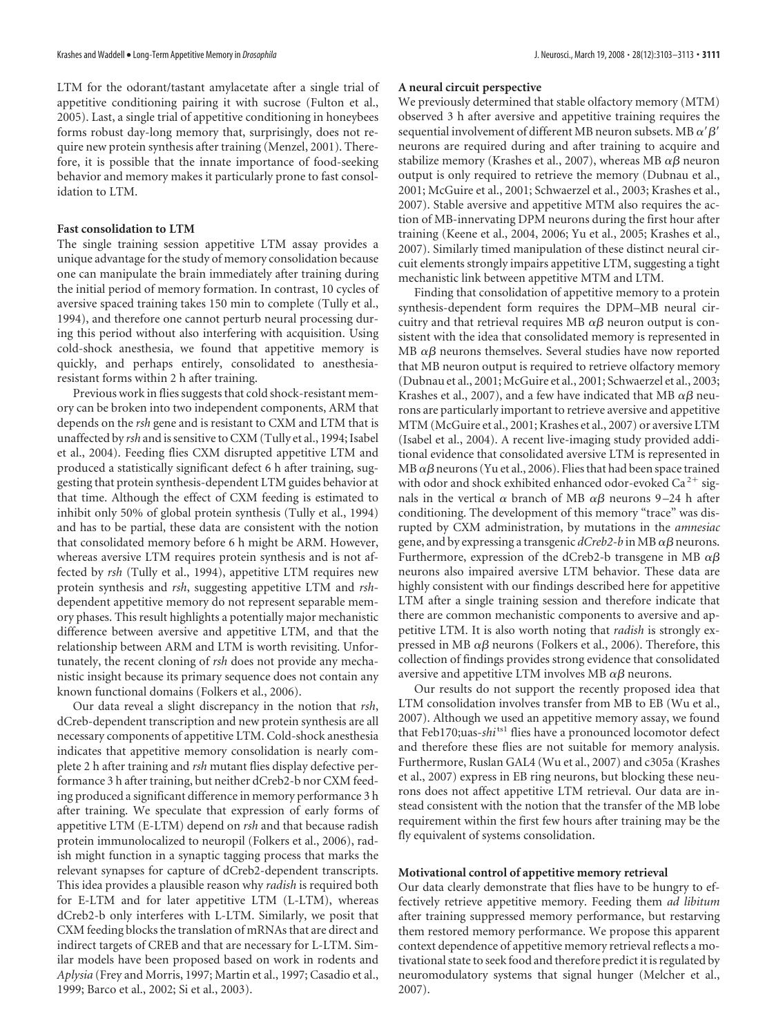LTM for the odorant/tastant amylacetate after a single trial of appetitive conditioning pairing it with sucrose (Fulton et al., 2005). Last, a single trial of appetitive conditioning in honeybees forms robust day-long memory that, surprisingly, does not require new protein synthesis after training (Menzel, 2001). Therefore, it is possible that the innate importance of food-seeking behavior and memory makes it particularly prone to fast consolidation to LTM.

### Fast consolidation to LTM

The single training session appetitive LTM assay provides a unique advantage for the study of memory consolidation because one can manipulate the brain immediately after training during the initial period of memory formation. In contrast, 10 cycles of aversive spaced training takes 150 min to complete (Tully et al., 1994), and therefore one cannot perturb neural processing during this period without also interfering with acquisition. Using cold-shock anesthesia, we found that appetitive memory is quickly, and perhaps entirely, consolidated to anesthesia-resistant forms within 2 h after training.

Previous work in flies suggests that cold shock-resistant memory can be broken into two independent components, ARM that depends on the *rsh* gene and is resistant to CXM and LTM that is unaffected by *rsh* and is sensitive to CXM (Tully et al., 1994; Isabel et al., 2004). Feeding flies CXM disrupted appetitive LTM and produced a statistically significant defect 6 h after training, suggesting that protein synthesis-dependent LTM guides behavior at that time. Although the effect of CXM feeding is estimated to inhibit only 50% of global protein synthesis (Tully et al., 1994) and has to be partial, these data are consistent with the notion that consolidated memory before 6 h might be ARM. However, whereas aversive LTM requires protein synthesis and is not affected by *rsh* (Tully et al., 1994), appetitive LTM requires new protein synthesis and *rsh*, suggesting appetitive LTM and *rsh*-dependent appetitive memory do not represent separable memory phases. This result highlights a potentially major mechanistic difference between aversive and appetitive LTM, and that the relationship between ARM and LTM is worth revisiting. Unfortunately, the recent cloning of *rsh* does not provide any mechanistic insight because its primary sequence does not contain any known functional domains (Folkers et al., 2006).

Our data reveal a slight discrepancy in the notion that *rsh*, dCreb-dependent transcription and new protein synthesis are all necessary components of appetitive LTM. Cold-shock anesthesia indicates that appetitive memory consolidation is nearly complete 2 h after training and *rsh* mutant flies display defective performance 3 h after training, but neither dCreb2-b nor CXM feeding produced a significant difference in memory performance 3 h after training. We speculate that expression of early forms of appetitive LTM (E-LTM) depend on *rsh* and that because radish protein immunolocalized to neuropil (Folkers et al., 2006), radish might function in a synaptic tagging process that marks the relevant synapses for capture of dCreb2-dependent transcripts. This idea provides a plausible reason why *radish* is required both for E-LTM and for later appetitive LTM (L-LTM), whereas dCreb2-b only interferes with L-LTM. Similarly, we posit that CXM feeding blocks the translation of mRNAs that are direct and indirect targets of CREB and that are necessary for L-LTM. Similar models have been proposed based on work in rodents and *Aplysia* (Frey and Morris, 1997; Martin et al., 1997; Casadio et al., 1999; Barco et al., 2002; Si et al., 2003).

### A neural circuit perspective

We previously determined that stable olfactory memory (MTM) observed 3 h after aversive and appetitive training requires the sequential involvement of different MB neuron subsets. MB $\alpha'\beta'$ neurons are required during and after training to acquire and stabilize memory (Krashes et al., 2007), whereas MB $\alpha\beta$ neuron output is only required to retrieve the memory (Dubnau et al., 2001; McGuire et al., 2001; Schwaerzel et al., 2003; Krashes et al., 2007). Stable aversive and appetitive MTM also requires the action of MB-innervating DPM neurons during the first hour after training (Keene et al., 2004, 2006; Yu et al., 2005; Krashes et al., 2007). Similarly timed manipulation of these distinct neural circuit elements strongly impairs appetitive LTM, suggesting a tight mechanistic link between appetitive MTM and LTM.

Finding that consolidation of appetitive memory to a protein synthesis-dependent form requires the DPM–MB neural circuitry and that retrieval requires MB $\alpha\beta$ neuron output is consistent with the idea that consolidated memory is represented in MB $\alpha\beta$ neurons themselves. Several studies have now reported that MB neuron output is required to retrieve olfactory memory (Dubnau et al., 2001; McGuire et al., 2001; Schwaerzel et al., 2003; Krashes et al., 2007), and a few have indicated that MB $\alpha\beta$ neurons are particularly important to retrieve aversive and appetitive MTM (McGuire et al., 2001; Krashes et al., 2007) or aversive LTM (Isabel et al., 2004). A recent live-imaging study provided additional evidence that consolidated aversive LTM is represented in MB $\alpha\beta$ neurons (Yu et al., 2006). Flies that had been space trained with odor and shock exhibited enhanced odor-evoked $Ca^{2+}$ signals in the vertical $\alpha$ branch of MB $\alpha\beta$ neurons 9–24 h after conditioning. The development of this memory "trace" was disrupted by CXM administration, by mutations in the *amnesiac* gene, and by expressing a transgenic *dCreb2-b* in MB $\alpha\beta$ neurons. Furthermore, expression of the dCreb2-b transgene in MB $\alpha\beta$ neurons also impaired aversive LTM behavior. These data are highly consistent with our findings described here for appetitive LTM after a single training session and therefore indicate that there are common mechanistic components to aversive and appetitive LTM. It is also worth noting that *radish* is strongly expressed in MB $\alpha\beta$ neurons (Folkers et al., 2006). Therefore, this collection of findings provides strong evidence that consolidated aversive and appetitive LTM involves MB $\alpha\beta$ neurons.

Our results do not support the recently proposed idea that LTM consolidation involves transfer from MB to EB (Wu et al., 2007). Although we used an appetitive memory assay, we found that Feb170;uas-*shi*$^{ts1}$ flies have a pronounced locomotor defect and therefore these flies are not suitable for memory analysis. Furthermore, Ruslan GAL4 (Wu et al., 2007) and c305a (Krashes et al., 2007) express in EB ring neurons, but blocking these neurons does not affect appetitive LTM retrieval. Our data are instead consistent with the notion that the transfer of the MB lobe requirement within the first few hours after training may be the fly equivalent of systems consolidation.

### Motivational control of appetitive memory retrieval

Our data clearly demonstrate that flies have to be hungry to effectively retrieve appetitive memory. Feeding them *ad libitum* after training suppressed memory performance, but restarving them restored memory performance. We propose this apparent context dependence of appetitive memory retrieval reflects a motivational state to seek food and therefore predict it is regulated by neuromodulatory systems that signal hunger (Melcher et al., 2007).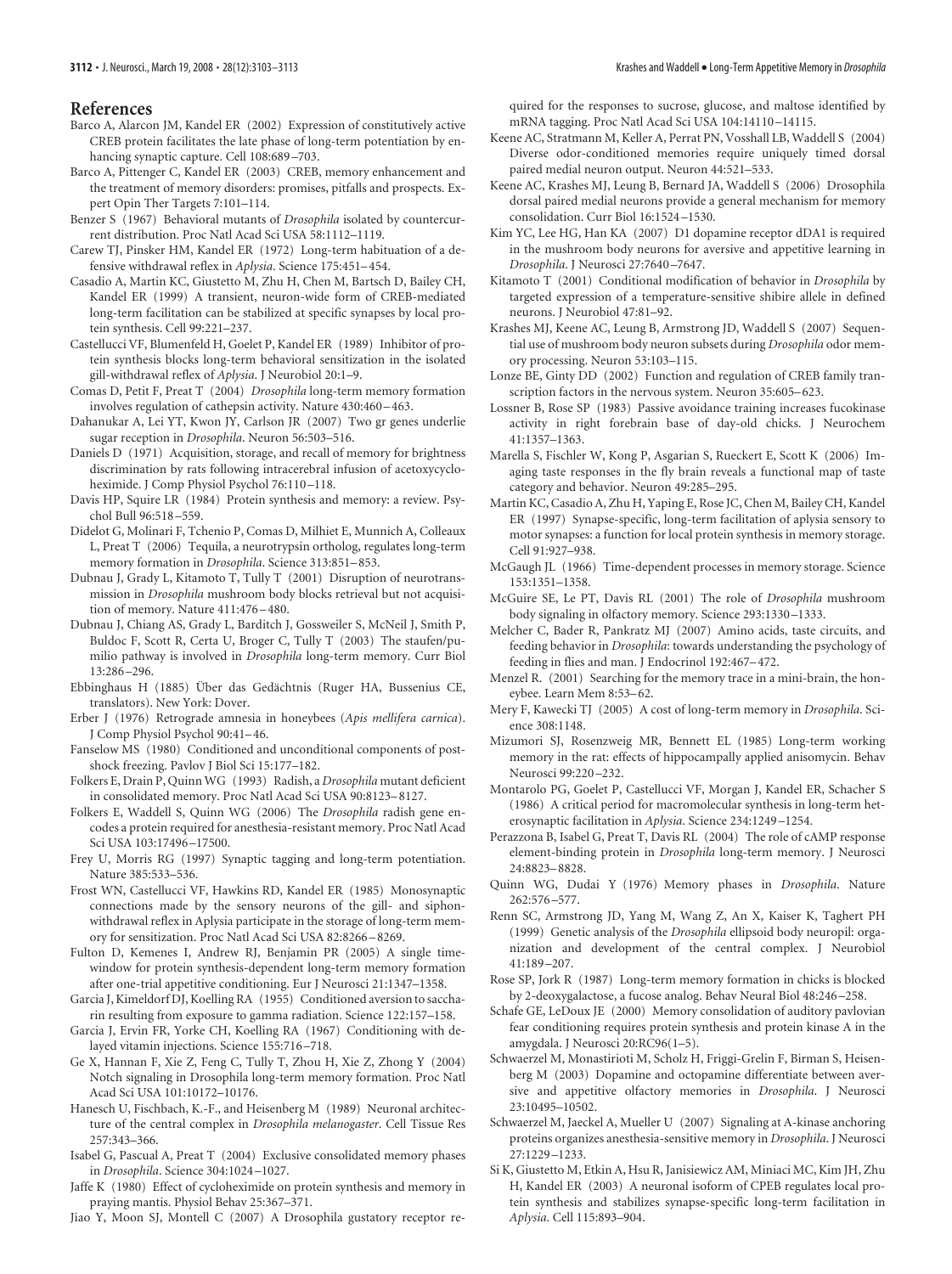## References

Barco A, Alarcon JM, Kandel ER (2002) Expression of constitutively active CREB protein facilitates the late phase of long-term potentiation by enhancing synaptic capture. Cell 108:689–703.

Barco A, Pittenger C, Kandel ER (2003) CREB, memory enhancement and the treatment of memory disorders: promises, pitfalls and prospects. Expert Opin Ther Targets 7:101–114.

Benzer S (1967) Behavioral mutants of *Drosophila* isolated by countercurrent distribution. Proc Natl Acad Sci USA 58:1112–1119.

Carew TJ, Pinsker HM, Kandel ER (1972) Long-term habituation of a defensive withdrawal reflex in *Aplysia*. Science 175:451–454.

Casadio A, Martin KC, Giustetto M, Zhu H, Chen M, Bartsch D, Bailey CH, Kandel ER (1999) A transient, neuron-wide form of CREB-mediated long-term facilitation can be stabilized at specific synapses by local protein synthesis. Cell 99:221–237.

Castellucci VF, Blumenfeld H, Goelet P, Kandel ER (1989) Inhibitor of protein synthesis blocks long-term behavioral sensitization in the isolated gill-withdrawal reflex of *Aplysia*. J Neurobiol 20:1–9.

Comas D, Petit F, Preat T (2004) *Drosophila* long-term memory formation involves regulation of cathepsin activity. Nature 430:460–463.

Dahanukar A, Lei YT, Kwon JY, Carlson JR (2007) Two gr genes underlie sugar reception in *Drosophila*. Neuron 56:503–516.

Daniels D (1971) Acquisition, storage, and recall of memory for brightness discrimination by rats following intracerebral infusion of acetoxycycloheximide. J Comp Physiol Psychol 76:110–118.

Davis HP, Squire LR (1984) Protein synthesis and memory: a review. Psychol Bull 96:518–559.

Didelot G, Molinari F, Tchenio P, Comas D, Milhiet E, Munnich A, Colleaux L, Preat T (2006) Tequila, a neurotrypsin ortholog, regulates long-term memory formation in *Drosophila*. Science 313:851–853.

Dubnau J, Grady L, Kitamoto T, Tully T (2001) Disruption of neurotransmission in *Drosophila* mushroom body blocks retrieval but not acquisition of memory. Nature 411:476–480.

Dubnau J, Chiang AS, Grady L, Barditch J, Gossweiler S, McNeil J, Smith P, Buldoc F, Scott R, Certa U, Broger C, Tully T (2003) The staufen/pumilio pathway is involved in *Drosophila* long-term memory. Curr Biol 13:286–296.

Ebbinghaus H (1885) Über das Gedächtnis (Ruger HA, Bussenius CE, translators). New York: Dover.

Erber J (1976) Retrograde amnesia in honeybees (*Apis mellifera carnica*). J Comp Physiol Psychol 90:41–46.

Fanselow MS (1980) Conditioned and unconditional components of post-shock freezing. Pavlov J Biol Sci 15:177–182.

Folkers E, Drain P, Quinn WG (1993) Radish, a *Drosophila* mutant deficient in consolidated memory. Proc Natl Acad Sci USA 90:8123–8127.

Folkers E, Waddell S, Quinn WG (2006) The *Drosophila* radish gene encodes a protein required for anesthesia-resistant memory. Proc Natl Acad Sci USA 103:17496–17500.

Frey U, Morris RG (1997) Synaptic tagging and long-term potentiation. Nature 385:533–536.

Frost WN, Castellucci VF, Hawkins RD, Kandel ER (1985) Monosynaptic connections made by the sensory neurons of the gill- and siphon-withdrawal reflex in Aplysia participate in the storage of long-term memory for sensitization. Proc Natl Acad Sci USA 82:8266–8269.

Fulton D, Kemenes I, Andrew RJ, Benjamin PR (2005) A single time-window for protein synthesis-dependent long-term memory formation after one-trial appetitive conditioning. Eur J Neurosci 21:1347–1358.

Garcia J, Kimeldorf DJ, Koelling RA (1955) Conditioned aversion to saccharin resulting from exposure to gamma radiation. Science 122:157–158.

Garcia J, Ervin FR, Yorke CH, Koelling RA (1967) Conditioning with delayed vitamin injections. Science 155:716–718.

Ge X, Hannan F, Xie Z, Feng C, Tully T, Zhou H, Xie Z, Zhong Y (2004) Notch signaling in Drosophila long-term memory formation. Proc Natl Acad Sci USA 101:10172–10176.

Hanesch U, Fischbach, K.-F., and Heisenberg M (1989) Neuronal architecture of the central complex in *Drosophila melanogaster*. Cell Tissue Res 257:343–366.

Isabel G, Pascual A, Preat T (2004) Exclusive consolidated memory phases in *Drosophila*. Science 304:1024–1027.

Jaffe K (1980) Effect of cycloheximide on protein synthesis and memory in praying mantis. Physiol Behav 25:367–371.

Jiao Y, Moon SJ, Montell C (2007) A Drosophila gustatory receptor required for the responses to sucrose, glucose, and maltose identified by mRNA tagging. Proc Natl Acad Sci USA 104:14110–14115.

Keene AC, Stratmann M, Keller A, Perrat PN, Vosshall LB, Waddell S (2004) Diverse odor-conditioned memories require uniquely timed dorsal paired medial neuron output. Neuron 44:521–533.

Keene AC, Krashes MJ, Leung B, Bernard JA, Waddell S (2006) Drosophila dorsal paired medial neurons provide a general mechanism for memory consolidation. Curr Biol 16:1524–1530.

Kim YC, Lee HG, Han KA (2007) D1 dopamine receptor dDA1 is required in the mushroom body neurons for aversive and appetitive learning in *Drosophila*. J Neurosci 27:7640–7647.

Kitamoto T (2001) Conditional modification of behavior in *Drosophila* by targeted expression of a temperature-sensitive shibire allele in defined neurons. J Neurobiol 47:81–92.

Krashes MJ, Keene AC, Leung B, Armstrong JD, Waddell S (2007) Sequential use of mushroom body neuron subsets during *Drosophila* odor memory processing. Neuron 53:103–115.

Lonze BE, Ginty DD (2002) Function and regulation of CREB family transcription factors in the nervous system. Neuron 35:605–623.

Lossner B, Rose SP (1983) Passive avoidance training increases fucokinase activity in right forebrain base of day-old chicks. J Neurochem 41:1357–1363.

Marella S, Fischler W, Kong P, Asgarian S, Rueckert E, Scott K (2006) Imaging taste responses in the fly brain reveals a functional map of taste category and behavior. Neuron 49:285–295.

Martin KC, Casadio A, Zhu H, Yaping E, Rose JC, Chen M, Bailey CH, Kandel ER (1997) Synapse-specific, long-term facilitation of aplysia sensory to motor synapses: a function for local protein synthesis in memory storage. Cell 91:927–938.

McGaugh JL (1966) Time-dependent processes in memory storage. Science 153:1351–1358.

McGuire SE, Le PT, Davis RL (2001) The role of *Drosophila* mushroom body signaling in olfactory memory. Science 293:1330–1333.

Melcher C, Bader R, Pankratz MJ (2007) Amino acids, taste circuits, and feeding behavior in *Drosophila*: towards understanding the psychology of feeding in flies and man. J Endocrinol 192:467–472.

Menzel R. (2001) Searching for the memory trace in a mini-brain, the honeybee. Learn Mem 8:53–62.

Mery F, Kawecki TJ (2005) A cost of long-term memory in *Drosophila*. Science 308:1148.

Mizumori SJ, Rosenzweig MR, Bennett EL (1985) Long-term working memory in the rat: effects of hippocampally applied anisomycin. Behav Neurosci 99:220–232.

Montarolo PG, Goelet P, Castellucci VF, Morgan J, Kandel ER, Schacher S (1986) A critical period for macromolecular synthesis in long-term heterosynaptic facilitation in *Aplysia*. Science 234:1249–1254.

Perazzona B, Isabel G, Preat T, Davis RL (2004) The role of cAMP response element-binding protein in *Drosophila* long-term memory. J Neurosci 24:8823–8828.

Quinn WG, Dudai Y (1976) Memory phases in *Drosophila*. Nature 262:576–577.

Renn SC, Armstrong JD, Yang M, Wang Z, An X, Kaiser K, Taghert PH (1999) Genetic analysis of the *Drosophila* ellipsoid body neuropil: organization and development of the central complex. J Neurobiol 41:189–207.

Rose SP, Jork R (1987) Long-term memory formation in chicks is blocked by 2-deoxygalactose, a fucose analog. Behav Neural Biol 48:246–258.

Schafe GE, LeDoux JE (2000) Memory consolidation of auditory pavlovian fear conditioning requires protein synthesis and protein kinase A in the amygdala. J Neurosci 20:RC96(1–5).

Schwaerzel M, Monastirioti M, Scholz H, Friggi-Grelin F, Birman S, Heisenberg M (2003) Dopamine and octopamine differentiate between aversive and appetitive olfactory memories in *Drosophila*. J Neurosci 23:10495–10502.

Schwaerzel M, Jaeckel A, Mueller U (2007) Signaling at A-kinase anchoring proteins organizes anesthesia-sensitive memory in *Drosophila*. J Neurosci 27:1229–1233.

Si K, Giustetto M, Etkin A, Hsu R, Janisiewicz AM, Miniaci MC, Kim JH, Zhu H, Kandel ER (2003) A neuronal isoform of CPEB regulates local protein synthesis and stabilizes synapse-specific long-term facilitation in *Aplysia*. Cell 115:893–904.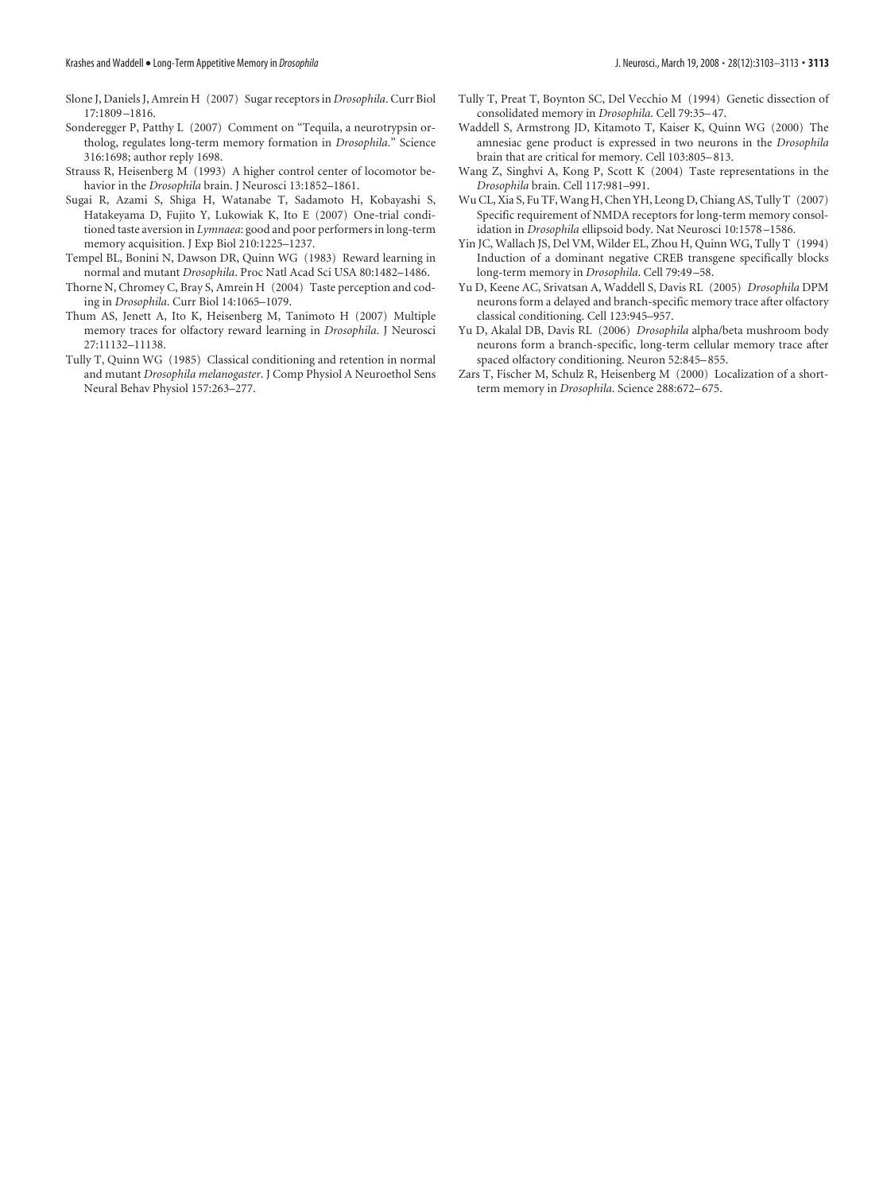Slone J, Daniels J, Amrein H (2007) Sugar receptors in *Drosophila*. Curr Biol 17:1809–1816.

Sonderegger P, Patthy L (2007) Comment on "Tequila, a neurotrypsin ortholog, regulates long-term memory formation in *Drosophila*." Science 316:1698; author reply 1698.

Strauss R, Heisenberg M (1993) A higher control center of locomotor behavior in the *Drosophila* brain. J Neurosci 13:1852–1861.

Sugai R, Azami S, Shiga H, Watanabe T, Sadamoto H, Kobayashi S, Hatakeyama D, Fujito Y, Lukowiak K, Ito E (2007) One-trial conditioned taste aversion in *Lymnaea*: good and poor performers in long-term memory acquisition. J Exp Biol 210:1225–1237.

Tempel BL, Bonini N, Dawson DR, Quinn WG (1983) Reward learning in normal and mutant *Drosophila*. Proc Natl Acad Sci USA 80:1482–1486.

Thorne N, Chromey C, Bray S, Amrein H (2004) Taste perception and coding in *Drosophila*. Curr Biol 14:1065–1079.

Thum AS, Jenett A, Ito K, Heisenberg M, Tanimoto H (2007) Multiple memory traces for olfactory reward learning in *Drosophila*. J Neurosci 27:11132–11138.

Tully T, Quinn WG (1985) Classical conditioning and retention in normal and mutant *Drosophila melanogaster*. J Comp Physiol A Neuroethol Sens Neural Behav Physiol 157:263–277.

Tully T, Preat T, Boynton SC, Del Vecchio M (1994) Genetic dissection of consolidated memory in *Drosophila*. Cell 79:35–47.

Waddell S, Armstrong JD, Kitamoto T, Kaiser K, Quinn WG (2000) The amnesiac gene product is expressed in two neurons in the *Drosophila* brain that are critical for memory. Cell 103:805–813.

Wang Z, Singhvi A, Kong P, Scott K (2004) Taste representations in the *Drosophila* brain. Cell 117:981–991.

Wu CL, Xia S, Fu TF, Wang H, Chen YH, Leong D, Chiang AS, Tully T (2007) Specific requirement of NMDA receptors for long-term memory consolidation in *Drosophila* ellipsoid body. Nat Neurosci 10:1578–1586.

Yin JC, Wallach JS, Del VM, Wilder EL, Zhou H, Quinn WG, Tully T (1994) Induction of a dominant negative CREB transgene specifically blocks long-term memory in *Drosophila*. Cell 79:49–58.

Yu D, Keene AC, Srivatsan A, Waddell S, Davis RL (2005) *Drosophila* DPM neurons form a delayed and branch-specific memory trace after olfactory classical conditioning. Cell 123:945–957.

Yu D, Akalal DB, Davis RL (2006) *Drosophila* alpha/beta mushroom body neurons form a branch-specific, long-term cellular memory trace after spaced olfactory conditioning. Neuron 52:845–855.

Zars T, Fischer M, Schulz R, Heisenberg M (2000) Localization of a short-term memory in *Drosophila*. Science 288:672–675.